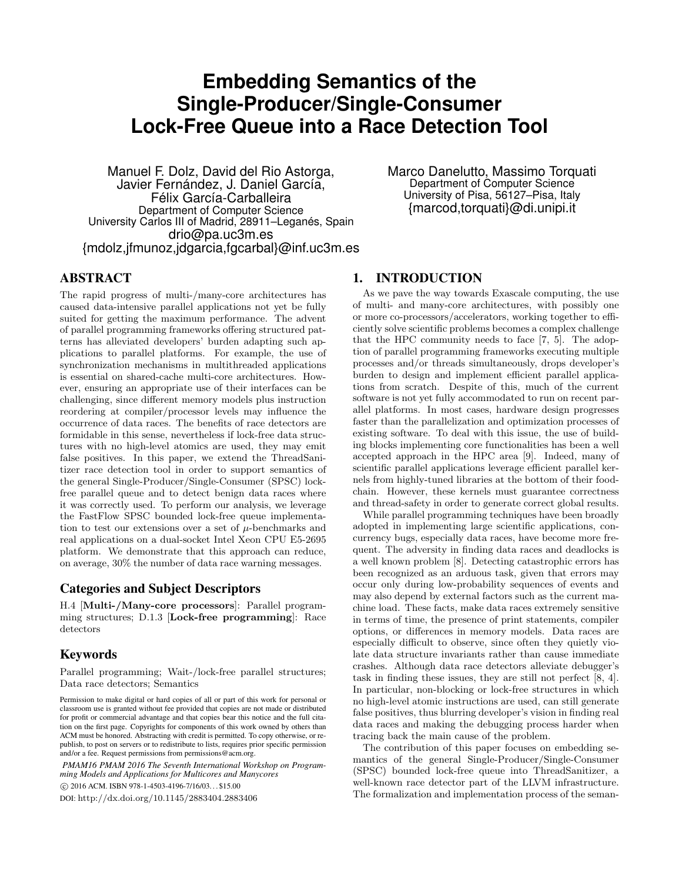# Embedding Semantics of the Single-Producer/Single-Consumer Lock-Free Queue into a Race Detection Tool

Manuel F. Dolz, David del Rio Astorga, Javier Fernández, J. Daniel García, Félix García-Carballeira
Department of Computer Science
University Carlos III of Madrid, 28911–Leganés, Spain
drio@pa.uc3m.es
{mdolz,jfmunoz,jdgarcia,fgcarbal}@inf.uc3m.es

Marco Danelutto, Massimo Torquati
Department of Computer Science
University of Pisa, 56127–Pisa, Italy
{marcod,torquati}@di.unipi.it

## ABSTRACT

The rapid progress of multi-/many-core architectures has caused data-intensive parallel applications not yet be fully suited for getting the maximum performance. The advent of parallel programming frameworks offering structured patterns has alleviated developers' burden adapting such applications to parallel platforms. For example, the use of synchronization mechanisms in multithreaded applications is essential on shared-cache multi-core architectures. However, ensuring an appropriate use of their interfaces can be challenging, since different memory models plus instruction reordering at compiler/processor levels may influence the occurrence of data races. The benefits of race detectors are formidable in this sense, nevertheless if lock-free data structures with no high-level atomics are used, they may emit false positives. In this paper, we extend the ThreadSanitizer race detection tool in order to support semantics of the general Single-Producer/Single-Consumer (SPSC) lock-free parallel queue and to detect benign data races where it was correctly used. To perform our analysis, we leverage the FastFlow SPSC bounded lock-free queue implementation to test our extensions over a set of $\mu$-benchmarks and real applications on a dual-socket Intel Xeon CPU E5-2695 platform. We demonstrate that this approach can reduce, on average, 30% the number of data race warning messages.

### Categories and Subject Descriptors

H.4 [**Multi-/Many-core processors**]: Parallel programming structures; D.1.3 [**Lock-free programming**]: Race detectors

### Keywords

Parallel programming; Wait-/lock-free parallel structures; Data race detectors; Semantics

Permission to make digital or hard copies of all or part of this work for personal or classroom use is granted without fee provided that copies are not made or distributed for profit or commercial advantage and that copies bear this notice and the full citation on the first page. Copyrights for components of this work owned by others than ACM must be honored. Abstracting with credit is permitted. To copy otherwise, or republish, to post on servers or to redistribute to lists, requires prior specific permission and/or a fee. Request permissions from permissions@acm.org.

*PMAM16 PMAM 2016 The Seventh International Workshop on Programming Models and Applications for Multicores and Manycores*

© 2016 ACM. ISBN 978-1-4503-4196-7/16/03...$15.00

DOI: http://dx.doi.org/10.1145/2883404.2883406

## 1. INTRODUCTION

As we pave the way towards Exascale computing, the use of multi- and many-core architectures, with possibly one or more co-processors/accelerators, working together to efficiently solve scientific problems becomes a complex challenge that the HPC community needs to face [7, 5]. The adoption of parallel programming frameworks executing multiple processes and/or threads simultaneously, drops developer's burden to design and implement efficient parallel applications from scratch. Despite of this, much of the current software is not yet fully accommodated to run on recent parallel platforms. In most cases, hardware design progresses faster than the parallelization and optimization processes of existing software. To deal with this issue, the use of building blocks implementing core functionalities has been a well accepted approach in the HPC area [9]. Indeed, many of scientific parallel applications leverage efficient parallel kernels from highly-tuned libraries at the bottom of their food-chain. However, these kernels must guarantee correctness and thread-safety in order to generate correct global results.

While parallel programming techniques have been broadly adopted in implementing large scientific applications, concurrency bugs, especially data races, have become more frequent. The adversity in finding data races and deadlocks is a well known problem [8]. Detecting catastrophic errors has been recognized as an arduous task, given that errors may occur only during low-probability sequences of events and may also depend by external factors such as the current machine load. These facts, make data races extremely sensitive in terms of time, the presence of print statements, compiler options, or differences in memory models. Data races are especially difficult to observe, since often they quietly violate data structure invariants rather than cause immediate crashes. Although data race detectors alleviate debugger's task in finding these issues, they are still not perfect [8, 4]. In particular, non-blocking or lock-free structures in which no high-level atomic instructions are used, can still generate false positives, thus blurring developer's vision in finding real data races and making the debugging process harder when tracing back the main cause of the problem.

The contribution of this paper focuses on embedding semantics of the general Single-Producer/Single-Consumer (SPSC) bounded lock-free queue into ThreadSanitizer, a well-known race detector part of the LLVM infrastructure. The formalization and implementation process of the seman-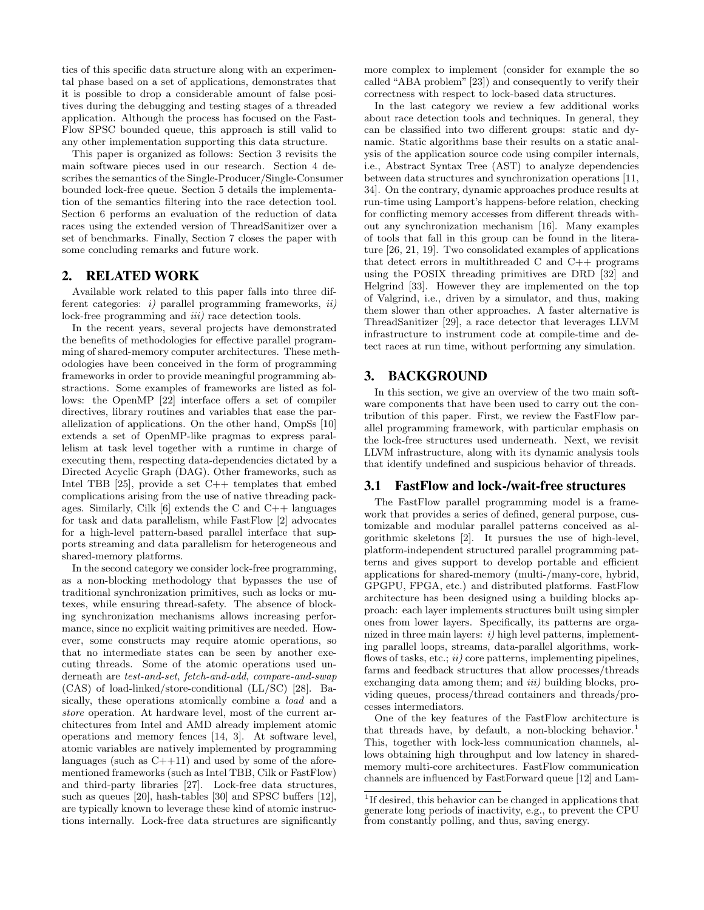tics of this specific data structure along with an experimental phase based on a set of applications, demonstrates that it is possible to drop a considerable amount of false positives during the debugging and testing stages of a threaded application. Although the process has focused on the FastFlow SPSC bounded queue, this approach is still valid to any other implementation supporting this data structure.

This paper is organized as follows: Section 3 revisits the main software pieces used in our research. Section 4 describes the semantics of the Single-Producer/Single-Consumer bounded lock-free queue. Section 5 details the implementation of the semantics filtering into the race detection tool. Section 6 performs an evaluation of the reduction of data races using the extended version of ThreadSanitizer over a set of benchmarks. Finally, Section 7 closes the paper with some concluding remarks and future work.

## 2. RELATED WORK

Available work related to this paper falls into three different categories: *i)* parallel programming frameworks, *ii)* lock-free programming and *iii)* race detection tools.

In the recent years, several projects have demonstrated the benefits of methodologies for effective parallel programming of shared-memory computer architectures. These methodologies have been conceived in the form of programming frameworks in order to provide meaningful programming abstractions. Some examples of frameworks are listed as follows: the OpenMP [22] interface offers a set of compiler directives, library routines and variables that ease the parallelization of applications. On the other hand, OmpSs [10] extends a set of OpenMP-like pragmas to express parallelism at task level together with a runtime in charge of executing them, respecting data-dependencies dictated by a Directed Acyclic Graph (DAG). Other frameworks, such as Intel TBB [25], provide a set C++ templates that embed complications arising from the use of native threading packages. Similarly, Cilk [6] extends the C and C++ languages for task and data parallelism, while FastFlow [2] advocates for a high-level pattern-based parallel interface that supports streaming and data parallelism for heterogeneous and shared-memory platforms.

In the second category we consider lock-free programming, as a non-blocking methodology that bypasses the use of traditional synchronization primitives, such as locks or mutexes, while ensuring thread-safety. The absence of blocking synchronization mechanisms allows increasing performance, since no explicit waiting primitives are needed. However, some constructs may require atomic operations, so that no intermediate states can be seen by another executing threads. Some of the atomic operations used underneath are *test-and-set*, *fetch-and-add*, *compare-and-swap* (CAS) of load-linked/store-conditional (LL/SC) [28]. Basically, these operations atomically combine a *load* and a *store* operation. At hardware level, most of the current architectures from Intel and AMD already implement atomic operations and memory fences [14, 3]. At software level, atomic variables are natively implemented by programming languages (such as C++11) and used by some of the aforementioned frameworks (such as Intel TBB, Cilk or FastFlow) and third-party libraries [27]. Lock-free data structures, such as queues [20], hash-tables [30] and SPSC buffers [12], are typically known to leverage these kind of atomic instructions internally. Lock-free data structures are significantly more complex to implement (consider for example the so called "ABA problem" [23]) and consequently to verify their correctness with respect to lock-based data structures.

In the last category we review a few additional works about race detection tools and techniques. In general, they can be classified into two different groups: static and dynamic. Static algorithms base their results on a static analysis of the application source code using compiler internals, i.e., Abstract Syntax Tree (AST) to analyze dependencies between data structures and synchronization operations [11, 34]. On the contrary, dynamic approaches produce results at run-time using Lamport's happens-before relation, checking for conflicting memory accesses from different threads without any synchronization mechanism [16]. Many examples of tools that fall in this group can be found in the literature [26, 21, 19]. Two consolidated examples of applications that detect errors in multithreaded C and C++ programs using the POSIX threading primitives are DRD [32] and Helgrind [33]. However they are implemented on the top of Valgrind, i.e., driven by a simulator, and thus, making them slower than other approaches. A faster alternative is ThreadSanitizer [29], a race detector that leverages LLVM infrastructure to instrument code at compile-time and detect races at run time, without performing any simulation.

## 3. BACKGROUND

In this section, we give an overview of the two main software components that have been used to carry out the contribution of this paper. First, we review the FastFlow parallel programming framework, with particular emphasis on the lock-free structures used underneath. Next, we revisit LLVM infrastructure, along with its dynamic analysis tools that identify undefined and suspicious behavior of threads.

### 3.1 FastFlow and lock-/wait-free structures

The FastFlow parallel programming model is a framework that provides a series of defined, general purpose, customizable and modular parallel patterns conceived as algorithmic skeletons [2]. It pursues the use of high-level, platform-independent structured parallel programming patterns and gives support to develop portable and efficient applications for shared-memory (multi-/many-core, hybrid, GPGPU, FPGA, etc.) and distributed platforms. FastFlow architecture has been designed using a building blocks approach: each layer implements structures built using simpler ones from lower layers. Specifically, its patterns are organized in three main layers: *i)* high level patterns, implementing parallel loops, streams, data-parallel algorithms, workflows of tasks, etc.; *ii)* core patterns, implementing pipelines, farms and feedback structures that allow processes/threads exchanging data among them; and *iii)* building blocks, providing queues, process/thread containers and threads/processes intermediators.

One of the key features of the FastFlow architecture is that threads have, by default, a non-blocking behavior.[1] This, together with lock-less communication channels, allows obtaining high throughput and low latency in shared-memory multi-core architectures. FastFlow communication channels are influenced by FastForward queue [12] and Lam-

[1] If desired, this behavior can be changed in applications that generate long periods of inactivity, e.g., to prevent the CPU from constantly polling, and thus, saving energy.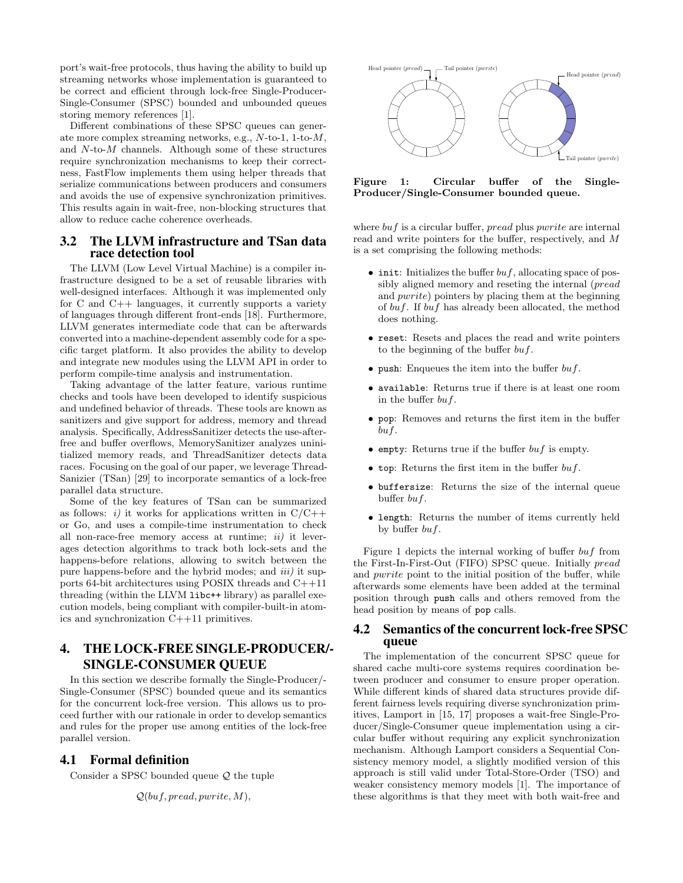port's wait-free protocols, thus having the ability to build up streaming networks whose implementation is guaranteed to be correct and efficient through lock-free Single-Producer-Single-Consumer (SPSC) bounded and unbounded queues storing memory references [1].

Different combinations of these SPSC queues can generate more complex streaming networks, e.g., $N$-to-1, 1-to-$M$, and $N$-to-$M$ channels. Although some of these structures require synchronization mechanisms to keep their correctness, FastFlow implements them using helper threads that serialize communications between producers and consumers and avoids the use of expensive synchronization primitives. This results again in wait-free, non-blocking structures that allow to reduce cache coherence overheads.

## 3.2 The LLVM infrastructure and TSan data race detection tool

The LLVM (Low Level Virtual Machine) is a compiler infrastructure designed to be a set of reusable libraries with well-designed interfaces. Although it was implemented only for C and C++ languages, it currently supports a variety of languages through different front-ends [18]. Furthermore, LLVM generates intermediate code that can be afterwards converted into a machine-dependent assembly code for a specific target platform. It also provides the ability to develop and integrate new modules using the LLVM API in order to perform compile-time analysis and instrumentation.

Taking advantage of the latter feature, various runtime checks and tools have been developed to identify suspicious and undefined behavior of threads. These tools are known as sanitizers and give support for address, memory and thread analysis. Specifically, AddressSanitizer detects the use-after-free and buffer overflows, MemorySanitizer analyzes uninitialized memory reads, and ThreadSanitizer detects data races. Focusing on the goal of our paper, we leverage ThreadSanizier (TSan) [29] to incorporate semantics of a lock-free parallel data structure.

Some of the key features of TSan can be summarized as follows: *i)* it works for applications written in C/C++ or Go, and uses a compile-time instrumentation to check all non-race-free memory access at runtime; *ii)* it leverages detection algorithms to track both lock-sets and the happens-before relations, allowing to switch between the pure happens-before and the hybrid modes; and *iii)* it supports 64-bit architectures using POSIX threads and C++11 threading (within the LLVM `libc++` library) as parallel execution models, being compliant with compiler-built-in atomics and synchronization C++11 primitives.

# 4. THE LOCK-FREE SINGLE-PRODUCER/-SINGLE-CONSUMER QUEUE

In this section we describe formally the Single-Producer/-Single-Consumer (SPSC) bounded queue and its semantics for the concurrent lock-free version. This allows us to proceed further with our rationale in order to develop semantics and rules for the proper use among entities of the lock-free parallel version.

## 4.1 Formal definition

Consider a SPSC bounded queue $\mathcal{Q}$ the tuple

$$\mathcal{Q}(buf, pread, pwrite, M),$$

where $buf$ is a circular buffer, $pread$ plus $pwrite$ are internal read and write pointers for the buffer, respectively, and $M$ is a set comprising the following methods:

- `init`: Initializes the buffer $buf$, allocating space of possibly aligned memory and reseting the internal ($pread$ and $pwrite$) pointers by placing them at the beginning of $buf$. If $buf$ has already been allocated, the method does nothing.
- `reset`: Resets and places the read and write pointers to the beginning of the buffer $buf$.
- `push`: Enqueues the item into the buffer $buf$.
- `available`: Returns true if there is at least one room in the buffer $buf$.
- `pop`: Removes and returns the first item in the buffer $buf$.
- `empty`: Returns true if the buffer $buf$ is empty.
- `top`: Returns the first item in the buffer $buf$.
- `buffersize`: Returns the size of the internal queue buffer $buf$.
- `length`: Returns the number of items currently held by buffer $buf$.

**Figure 1: Circular buffer of the Single-Producer/Single-Consumer bounded queue.**

Figure 1 depicts the internal working of buffer $buf$ from the First-In-First-Out (FIFO) SPSC queue. Initially $pread$ and $pwrite$ point to the initial position of the buffer, while afterwards some elements have been added at the terminal position through `push` calls and others removed from the head position by means of `pop` calls.

## 4.2 Semantics of the concurrent lock-free SPSC queue

The implementation of the concurrent SPSC queue for shared cache multi-core systems requires coordination between producer and consumer to ensure proper operation. While different kinds of shared data structures provide different fairness levels requiring diverse synchronization primitives, Lamport in [15, 17] proposes a wait-free Single-Producer/Single-Consumer queue implementation using a circular buffer without requiring any explicit synchronization mechanism. Although Lamport considers a Sequential Consistency memory model, a slightly modified version of this approach is still valid under Total-Store-Order (TSO) and weaker consistency memory models [1]. The importance of these algorithms is that they meet with both wait-free and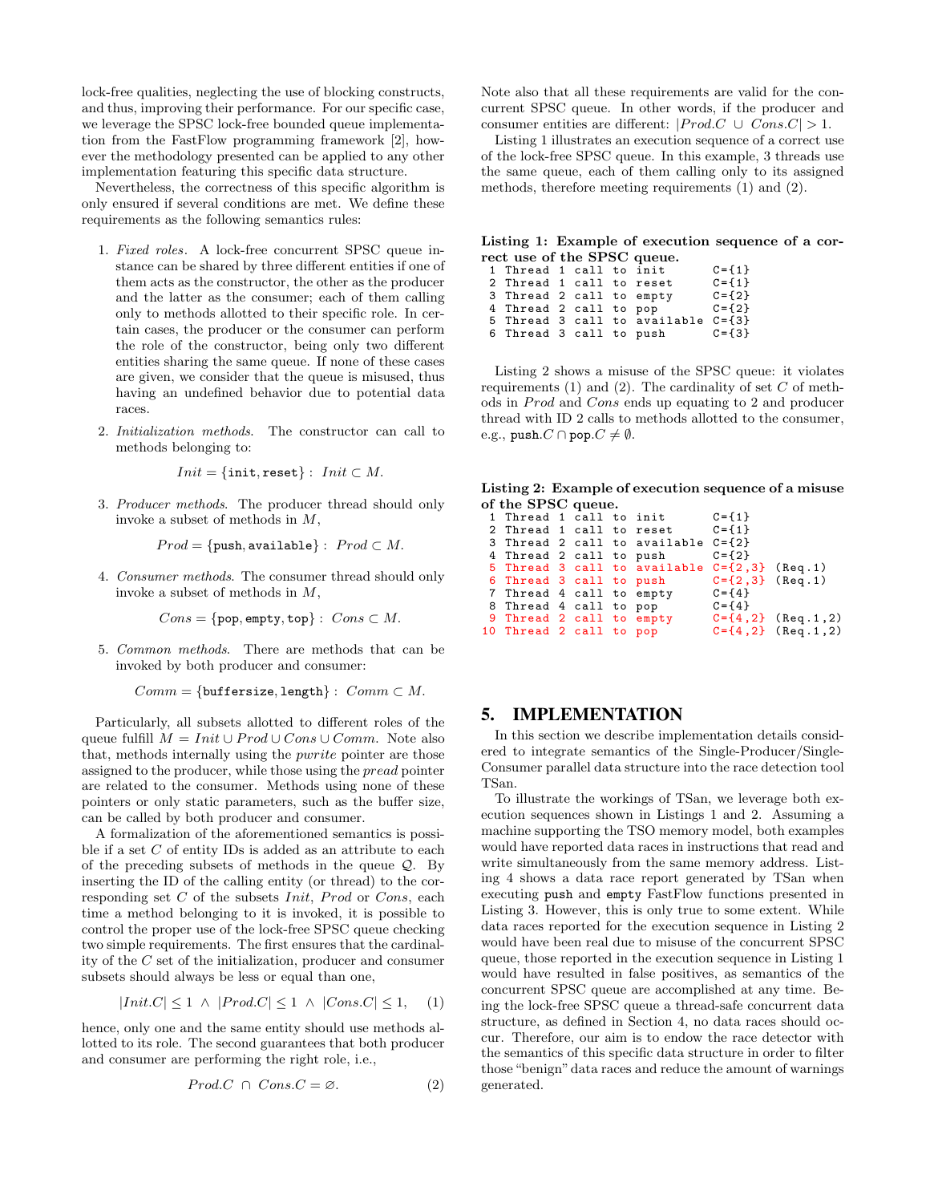lock-free qualities, neglecting the use of blocking constructs, and thus, improving their performance. For our specific case, we leverage the SPSC lock-free bounded queue implementation from the FastFlow programming framework [2], however the methodology presented can be applied to any other implementation featuring this specific data structure.

Nevertheless, the correctness of this specific algorithm is only ensured if several conditions are met. We define these requirements as the following semantics rules:

1. *Fixed roles*. A lock-free concurrent SPSC queue instance can be shared by three different entities if one of them acts as the constructor, the other as the producer and the latter as the consumer; each of them calling only to methods allotted to their specific role. In certain cases, the producer or the consumer can perform the role of the constructor, being only two different entities sharing the same queue. If none of these cases are given, we consider that the queue is misused, thus having an undefined behavior due to potential data races.

2. *Initialization methods*. The constructor can call to methods belonging to:

$$Init = \{\texttt{init}, \texttt{reset}\} : \; Init \subset M.$$

3. *Producer methods*. The producer thread should only invoke a subset of methods in $M$,

$$Prod = \{\texttt{push}, \texttt{available}\} : \; Prod \subset M.$$

4. *Consumer methods*. The consumer thread should only invoke a subset of methods in $M$,

$$Cons = \{\texttt{pop}, \texttt{empty}, \texttt{top}\} : \; Cons \subset M.$$

5. *Common methods*. There are methods that can be invoked by both producer and consumer:

$$Comm = \{\texttt{buffersize}, \texttt{length}\} : \; Comm \subset M.$$

Particularly, all subsets allotted to different roles of the queue fulfill $M = Init \cup Prod \cup Cons \cup Comm$. Note also that, methods internally using the *pwrite* pointer are those assigned to the producer, while those using the *pread* pointer are related to the consumer. Methods using none of these pointers or only static parameters, such as the buffer size, can be called by both producer and consumer.

A formalization of the aforementioned semantics is possible if a set $C$ of entity IDs is added as an attribute to each of the preceding subsets of methods in the queue $\mathcal{Q}$. By inserting the ID of the calling entity (or thread) to the corresponding set $C$ of the subsets $Init$, $Prod$ or $Cons$, each time a method belonging to it is invoked, it is possible to control the proper use of the lock-free SPSC queue checking two simple requirements. The first ensures that the cardinality of the $C$ set of the initialization, producer and consumer subsets should always be less or equal than one,

$$|Init.C| \leq 1 \;\wedge\; |Prod.C| \leq 1 \;\wedge\; |Cons.C| \leq 1, \qquad (1)$$

hence, only one and the same entity should use methods allotted to its role. The second guarantees that both producer and consumer are performing the right role, i.e.,

$$Prod.C \;\cap\; Cons.C = \varnothing. \qquad (2)$$

Note also that all these requirements are valid for the concurrent SPSC queue. In other words, if the producer and consumer entities are different: $|Prod.C \;\cup\; Cons.C| > 1$.

Listing 1 illustrates an execution sequence of a correct use of the lock-free SPSC queue. In this example, 3 threads use the same queue, each of them calling only to its assigned methods, therefore meeting requirements (1) and (2).

**Listing 1: Example of execution sequence of a correct use of the SPSC queue.**

```
1 Thread 1 call to init      C={1}
2 Thread 1 call to reset     C={1}
3 Thread 2 call to empty     C={2}
4 Thread 2 call to pop       C={2}
5 Thread 3 call to available C={3}
6 Thread 3 call to push      C={3}
```

Listing 2 shows a misuse of the SPSC queue: it violates requirements (1) and (2). The cardinality of set $C$ of methods in $Prod$ and $Cons$ ends up equating to 2 and producer thread with ID 2 calls to methods allotted to the consumer, e.g., $\texttt{push}.C \cap \texttt{pop}.C \neq \emptyset$.

**Listing 2: Example of execution sequence of a misuse of the SPSC queue.**

```
 1 Thread 1 call to init      C={1}
 2 Thread 1 call to reset     C={1}
 3 Thread 2 call to available C={2}
 4 Thread 2 call to push      C={2}
 5 Thread 3 call to available C={2,3} (Req.1)
 6 Thread 3 call to push      C={2,3} (Req.1)
 7 Thread 4 call to empty     C={4}
 8 Thread 4 call to pop       C={4}
 9 Thread 2 call to empty     C={4,2} (Req.1,2)
10 Thread 2 call to pop       C={4,2} (Req.1,2)
```

## 5. IMPLEMENTATION

In this section we describe implementation details considered to integrate semantics of the Single-Producer/Single-Consumer parallel data structure into the race detection tool TSan.

To illustrate the workings of TSan, we leverage both execution sequences shown in Listings 1 and 2. Assuming a machine supporting the TSO memory model, both examples would have reported data races in instructions that read and write simultaneously from the same memory address. Listing 4 shows a data race report generated by TSan when executing `push` and `empty` FastFlow functions presented in Listing 3. However, this is only true to some extent. While data races reported for the execution sequence in Listing 2 would have been real due to misuse of the concurrent SPSC queue, those reported in the execution sequence in Listing 1 would have resulted in false positives, as semantics of the concurrent SPSC queue are accomplished at any time. Being the lock-free SPSC queue a thread-safe concurrent data structure, as defined in Section 4, no data races should occur. Therefore, our aim is to endow the race detector with the semantics of this specific data structure in order to filter those "benign" data races and reduce the amount of warnings generated.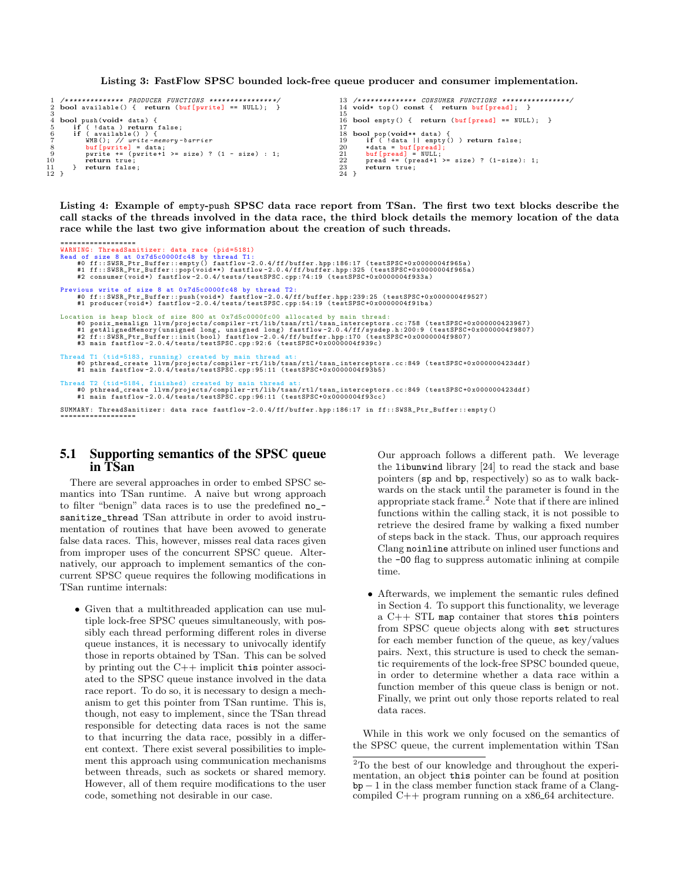**Listing 3: FastFlow SPSC bounded lock-free queue producer and consumer implementation.**

```
1  /************** PRODUCER FUNCTIONS ***************/
2  bool available() {  return (buf[pwrite] == NULL);  }
3
4  bool push(void* data) {
5     if ( !data ) return false;
6     if ( available() ) {
7        WMB(); // write-memory-barrier
8        buf[pwrite] = data;
9        pwrite += (pwrite+1 >= size) ? (1 - size) : 1;
10       return true;
11    }  return false;
12 }
```

```
13 /************** CONSUMER FUNCTIONS ***************/
14 void* top() const {  return buf[pread];  }
15
16 bool empty() {  return (buf[pread] == NULL);  }
17
18 bool pop(void** data) {
19    if ( !data || empty() ) return false;
20    *data = buf[pread];
21    buf[pread] = NULL;
22    pread += (pread+1 >= size) ? (1-size): 1;
23    return true;
24 }
```

**Listing 4: Example of empty-push SPSC data race report from TSan. The first two text blocks describe the call stacks of the threads involved in the data race, the third block details the memory location of the data race while the last two give information about the creation of such threads.**

```
==================
WARNING: ThreadSanitizer: data race (pid=5181)
Read of size 8 at 0x7d5c0000fc48 by thread T1:
    #0 ff::SWSR_Ptr_Buffer::empty() fastflow-2.0.4/ff/buffer.hpp:186:17 (testSPSC+0x0000004f965a)
    #1 ff::SWSR_Ptr_Buffer::pop(void**) fastflow-2.0.4/ff/buffer.hpp:325 (testSPSC+0x0000004f965a)
    #2 consumer(void*) fastflow-2.0.4/tests/testSPSC.cpp:74:19 (testSPSC+0x0000004f933a)

Previous write of size 8 at 0x7d5c0000fc48 by thread T2:
    #0 ff::SWSR_Ptr_Buffer::push(void*) fastflow-2.0.4/ff/buffer.hpp:239:25 (testSPSC+0x0000004f9527)
    #1 producer(void*) fastflow-2.0.4/tests/testSPSC.cpp:54:19 (testSPSC+0x0000004f91ba)

Location is heap block of size 800 at 0x7d5c0000fc00 allocated by main thread:
    #0 posix_memalign llvm/projects/compiler-rt/lib/tsan/rtl/tsan_interceptors.cc:758 (testSPSC+0x000000423967)
    #1 getAlignedMemory(unsigned long, unsigned long) fastflow-2.0.4/ff/sysdep.h:200:9 (testSPSC+0x0000004f9807)
    #2 ff::SWSR_Ptr_Buffer::init(bool) fastflow-2.0.4/ff/buffer.hpp:170 (testSPSC+0x0000004f9807)
    #3 main fastflow-2.0.4/tests/testSPSC.cpp:92:6 (testSPSC+0x0000004f939c)

Thread T1 (tid=5183, running) created by main thread at:
    #0 pthread_create llvm/projects/compiler-rt/lib/tsan/rtl/tsan_interceptors.cc:849 (testSPSC+0x000000423ddf)
    #1 main fastflow-2.0.4/tests/testSPSC.cpp:95:11 (testSPSC+0x0000004f93b5)

Thread T2 (tid=5184, finished) created by main thread at:
    #0 pthread_create llvm/projects/compiler-rt/lib/tsan/rtl/tsan_interceptors.cc:849 (testSPSC+0x000000423ddf)
    #1 main fastflow-2.0.4/tests/testSPSC.cpp:96:11 (testSPSC+0x0000004f93cc)

SUMMARY: ThreadSanitizer: data race fastflow-2.0.4/ff/buffer.hpp:186:17 in ff::SWSR_Ptr_Buffer::empty()
==================
```

## 5.1 Supporting semantics of the SPSC queue in TSan

There are several approaches in order to embed SPSC semantics into TSan runtime. A naive but wrong approach to filter "benign" data races is to use the predefined `no_sanitize_thread` TSan attribute in order to avoid instrumentation of routines that have been avowed to generate false data races. This, however, misses real data races given from improper uses of the concurrent SPSC queue. Alternatively, our approach to implement semantics of the concurrent SPSC queue requires the following modifications in TSan runtime internals:

- Given that a multithreaded application can use multiple lock-free SPSC queues simultaneously, with possibly each thread performing different roles in diverse queue instances, it is necessary to univocally identify those in reports obtained by TSan. This can be solved by printing out the C++ implicit `this` pointer associated to the SPSC queue instance involved in the data race report. To do so, it is necessary to design a mechanism to get this pointer from TSan runtime. This is, though, not easy to implement, since the TSan thread responsible for detecting data races is not the same to that incurring the data race, possibly in a different context. There exist several possibilities to implement this approach using communication mechanisms between threads, such as sockets or shared memory. However, all of them require modifications to the user code, something not desirable in our case.

  Our approach follows a different path. We leverage the `libunwind` library [24] to read the stack and base pointers (`sp` and `bp`, respectively) so as to walk backwards on the stack until the parameter is found in the appropriate stack frame.[2] Note that if there are inlined functions within the calling stack, it is not possible to retrieve the desired frame by walking a fixed number of steps back in the stack. Thus, our approach requires Clang `noinline` attribute on inlined user functions and the `-O0` flag to suppress automatic inlining at compile time.

- Afterwards, we implement the semantic rules defined in Section 4. To support this functionality, we leverage a C++ STL `map` container that stores `this` pointers from SPSC queue objects along with `set` structures for each member function of the queue, as key/values pairs. Next, this structure is used to check the semantic requirements of the lock-free SPSC bounded queue, in order to determine whether a data race within a function member of this queue class is benign or not. Finally, we print out only those reports related to real data races.

While in this work we only focused on the semantics of the SPSC queue, the current implementation within TSan

[2] To the best of our knowledge and throughout the experimentation, an object `this` pointer can be found at position $\mathtt{bp}-1$ in the class member function stack frame of a Clang-compiled C++ program running on a x86_64 architecture.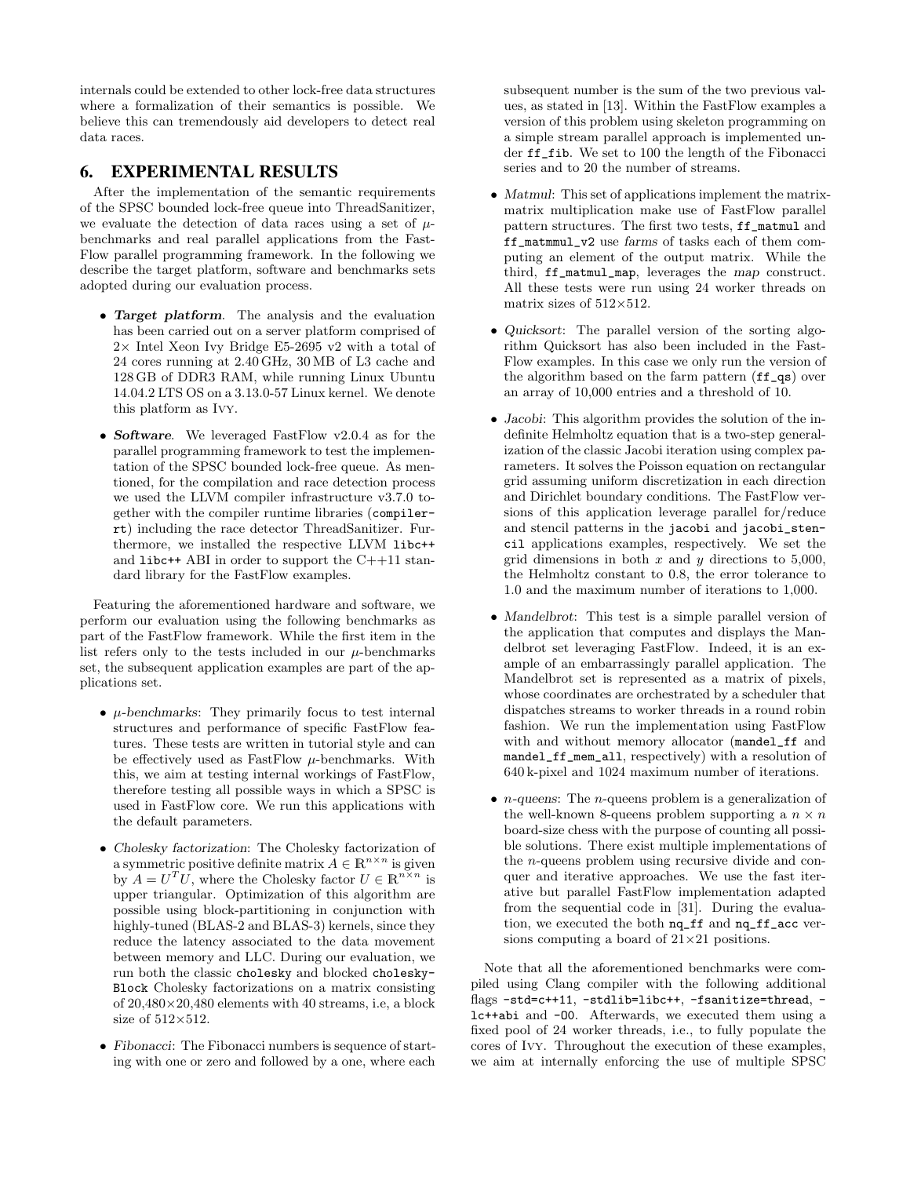internals could be extended to other lock-free data structures where a formalization of their semantics is possible. We believe this can tremendously aid developers to detect real data races.

## 6. EXPERIMENTAL RESULTS

After the implementation of the semantic requirements of the SPSC bounded lock-free queue into ThreadSanitizer, we evaluate the detection of data races using a set of $\mu$-benchmarks and real parallel applications from the FastFlow parallel programming framework. In the following we describe the target platform, software and benchmarks sets adopted during our evaluation process.

- ***Target platform***. The analysis and the evaluation has been carried out on a server platform comprised of 2× Intel Xeon Ivy Bridge E5-2695 v2 with a total of 24 cores running at 2.40 GHz, 30 MB of L3 cache and 128 GB of DDR3 RAM, while running Linux Ubuntu 14.04.2 LTS OS on a 3.13.0-57 Linux kernel. We denote this platform as Ivy.
- ***Software***. We leveraged FastFlow v2.0.4 as for the parallel programming framework to test the implementation of the SPSC bounded lock-free queue. As mentioned, for the compilation and race detection process we used the LLVM compiler infrastructure v3.7.0 together with the compiler runtime libraries (`compiler-rt`) including the race detector ThreadSanitizer. Furthermore, we installed the respective LLVM `libc++` and `libc++` ABI in order to support the C++11 standard library for the FastFlow examples.

Featuring the aforementioned hardware and software, we perform our evaluation using the following benchmarks as part of the FastFlow framework. While the first item in the list refers only to the tests included in our $\mu$-benchmarks set, the subsequent application examples are part of the applications set.

- *$\mu$-benchmarks*: They primarily focus to test internal structures and performance of specific FastFlow features. These tests are written in tutorial style and can be effectively used as FastFlow $\mu$-benchmarks. With this, we aim at testing internal workings of FastFlow, therefore testing all possible ways in which a SPSC is used in FastFlow core. We run this applications with the default parameters.
- *Cholesky factorization*: The Cholesky factorization of a symmetric positive definite matrix $A \in \mathbb{R}^{n \times n}$ is given by $A = U^T U$, where the Cholesky factor $U \in \mathbb{R}^{n \times n}$ is upper triangular. Optimization of this algorithm are possible using block-partitioning in conjunction with highly-tuned (BLAS-2 and BLAS-3) kernels, since they reduce the latency associated to the data movement between memory and LLC. During our evaluation, we run both the classic `cholesky` and blocked `cholesky-Block` Cholesky factorizations on a matrix consisting of 20,480×20,480 elements with 40 streams, i.e, a block size of 512×512.
- *Fibonacci*: The Fibonacci numbers is sequence of starting with one or zero and followed by a one, where each subsequent number is the sum of the two previous values, as stated in [13]. Within the FastFlow examples a version of this problem using skeleton programming on a simple stream parallel approach is implemented under `ff_fib`. We set to 100 the length of the Fibonacci series and to 20 the number of streams.
- *Matmul*: This set of applications implement the matrix-matrix multiplication make use of FastFlow parallel pattern structures. The first two tests, `ff_matmul` and `ff_matmmul_v2` use *farms* of tasks each of them computing an element of the output matrix. While the third, `ff_matmul_map`, leverages the *map* construct. All these tests were run using 24 worker threads on matrix sizes of 512×512.
- *Quicksort*: The parallel version of the sorting algorithm Quicksort has also been included in the FastFlow examples. In this case we only run the version of the algorithm based on the farm pattern (`ff_qs`) over an array of 10,000 entries and a threshold of 10.
- *Jacobi*: This algorithm provides the solution of the indefinite Helmholtz equation that is a two-step generalization of the classic Jacobi iteration using complex parameters. It solves the Poisson equation on rectangular grid assuming uniform discretization in each direction and Dirichlet boundary conditions. The FastFlow versions of this application leverage parallel for/reduce and stencil patterns in the `jacobi` and `jacobi_stencil` applications examples, respectively. We set the grid dimensions in both $x$ and $y$ directions to 5,000, the Helmholtz constant to 0.8, the error tolerance to 1.0 and the maximum number of iterations to 1,000.
- *Mandelbrot*: This test is a simple parallel version of the application that computes and displays the Mandelbrot set leveraging FastFlow. Indeed, it is an example of an embarrassingly parallel application. The Mandelbrot set is represented as a matrix of pixels, whose coordinates are orchestrated by a scheduler that dispatches streams to worker threads in a round robin fashion. We run the implementation using FastFlow with and without memory allocator (`mandel_ff` and `mandel_ff_mem_all`, respectively) with a resolution of 640 k-pixel and 1024 maximum number of iterations.
- *$n$-queens*: The $n$-queens problem is a generalization of the well-known 8-queens problem supporting a $n \times n$ board-size chess with the purpose of counting all possible solutions. There exist multiple implementations of the $n$-queens problem using recursive divide and conquer and iterative approaches. We use the fast iterative but parallel FastFlow implementation adapted from the sequential code in [31]. During the evaluation, we executed the both `nq_ff` and `nq_ff_acc` versions computing a board of 21×21 positions.

Note that all the aforementioned benchmarks were compiled using Clang compiler with the following additional flags `-std=c++11`, `-stdlib=libc++`, `-fsanitize=thread`, `-lc++abi` and `-O0`. Afterwards, we executed them using a fixed pool of 24 worker threads, i.e., to fully populate the cores of Ivy. Throughout the execution of these examples, we aim at internally enforcing the use of multiple SPSC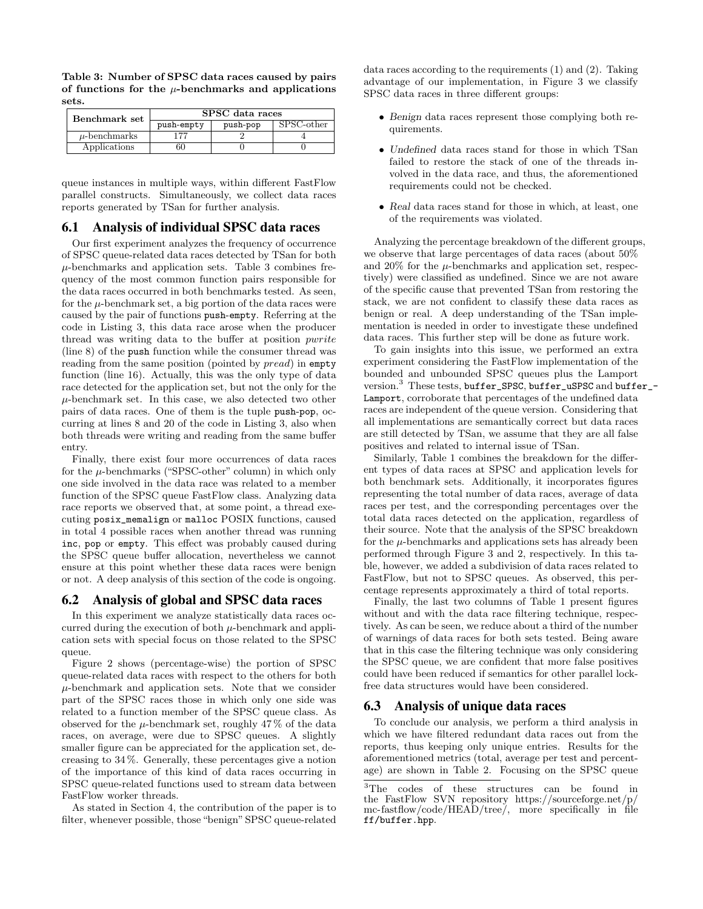**Table 3: Number of SPSC data races caused by pairs of functions for the $\mu$-benchmarks and applications sets.**

| Benchmark set | SPSC data races | | |
|---|---|---|---|
| | push-empty | push-pop | SPSC-other |
| $\mu$-benchmarks | 177 | 2 | 4 |
| Applications | 60 | 0 | 0 |

queue instances in multiple ways, within different FastFlow parallel constructs. Simultaneously, we collect data races reports generated by TSan for further analysis.

## 6.1 Analysis of individual SPSC data races

Our first experiment analyzes the frequency of occurrence of SPSC queue-related data races detected by TSan for both $\mu$-benchmarks and application sets. Table 3 combines frequency of the most common function pairs responsible for the data races occurred in both benchmarks tested. As seen, for the $\mu$-benchmark set, a big portion of the data races were caused by the pair of functions `push-empty`. Referring at the code in Listing 3, this data race arose when the producer thread was writing data to the buffer at position *pwrite* (line 8) of the `push` function while the consumer thread was reading from the same position (pointed by *pread*) in `empty` function (line 16). Actually, this was the only type of data race detected for the application set, but not the only for the $\mu$-benchmark set. In this case, we also detected two other pairs of data races. One of them is the tuple `push-pop`, occurring at lines 8 and 20 of the code in Listing 3, also when both threads were writing and reading from the same buffer entry.

Finally, there exist four more occurrences of data races for the $\mu$-benchmarks ("SPSC-other" column) in which only one side involved in the data race was related to a member function of the SPSC queue FastFlow class. Analyzing data race reports we observed that, at some point, a thread executing `posix_memalign` or `malloc` POSIX functions, caused in total 4 possible races when another thread was running `inc`, `pop` or `empty`. This effect was probably caused during the SPSC queue buffer allocation, nevertheless we cannot ensure at this point whether these data races were benign or not. A deep analysis of this section of the code is ongoing.

## 6.2 Analysis of global and SPSC data races

In this experiment we analyze statistically data races occurred during the execution of both $\mu$-benchmark and application sets with special focus on those related to the SPSC queue.

Figure 2 shows (percentage-wise) the portion of SPSC queue-related data races with respect to the others for both $\mu$-benchmark and application sets. Note that we consider part of the SPSC races those in which only one side was related to a function member of the SPSC queue class. As observed for the $\mu$-benchmark set, roughly 47 % of the data races, on average, were due to SPSC queues. A slightly smaller figure can be appreciated for the application set, decreasing to 34 %. Generally, these percentages give a notion of the importance of this kind of data races occurring in SPSC queue-related functions used to stream data between FastFlow worker threads.

As stated in Section 4, the contribution of the paper is to filter, whenever possible, those "benign" SPSC queue-related data races according to the requirements (1) and (2). Taking advantage of our implementation, in Figure 3 we classify SPSC data races in three different groups:

- *Benign* data races represent those complying both requirements.
- *Undefined* data races stand for those in which TSan failed to restore the stack of one of the threads involved in the data race, and thus, the aforementioned requirements could not be checked.
- *Real* data races stand for those in which, at least, one of the requirements was violated.

Analyzing the percentage breakdown of the different groups, we observe that large percentages of data races (about 50% and 20% for the $\mu$-benchmarks and application set, respectively) were classified as undefined. Since we are not aware of the specific cause that prevented TSan from restoring the stack, we are not confident to classify these data races as benign or real. A deep understanding of the TSan implementation is needed in order to investigate these undefined data races. This further step will be done as future work.

To gain insights into this issue, we performed an extra experiment considering the FastFlow implementation of the bounded and unbounded SPSC queues plus the Lamport version.[3] These tests, `buffer_SPSC`, `buffer_uSPSC` and `buffer_Lamport`, corroborate that percentages of the undefined data races are independent of the queue version. Considering that all implementations are semantically correct but data races are still detected by TSan, we assume that they are all false positives and related to internal issue of TSan.

Similarly, Table 1 combines the breakdown for the different types of data races at SPSC and application levels for both benchmark sets. Additionally, it incorporates figures representing the total number of data races, average of data races per test, and the corresponding percentages over the total data races detected on the application, regardless of their source. Note that the analysis of the SPSC breakdown for the $\mu$-benchmarks and applications sets has already been performed through Figure 3 and 2, respectively. In this table, however, we added a subdivision of data races related to FastFlow, but not to SPSC queues. As observed, this percentage represents approximately a third of total reports.

Finally, the last two columns of Table 1 present figures without and with the data race filtering technique, respectively. As can be seen, we reduce about a third of the number of warnings of data races for both sets tested. Being aware that in this case the filtering technique was only considering the SPSC queue, we are confident that more false positives could have been reduced if semantics for other parallel lock-free data structures would have been considered.

## 6.3 Analysis of unique data races

To conclude our analysis, we perform a third analysis in which we have filtered redundant data races out from the reports, thus keeping only unique entries. Results for the aforementioned metrics (total, average per test and percentage) are shown in Table 2. Focusing on the SPSC queue

[3] The codes of these structures can be found in the FastFlow SVN repository https://sourceforge.net/p/mc-fastflow/code/HEAD/tree/, more specifically in file `ff/buffer.hpp`.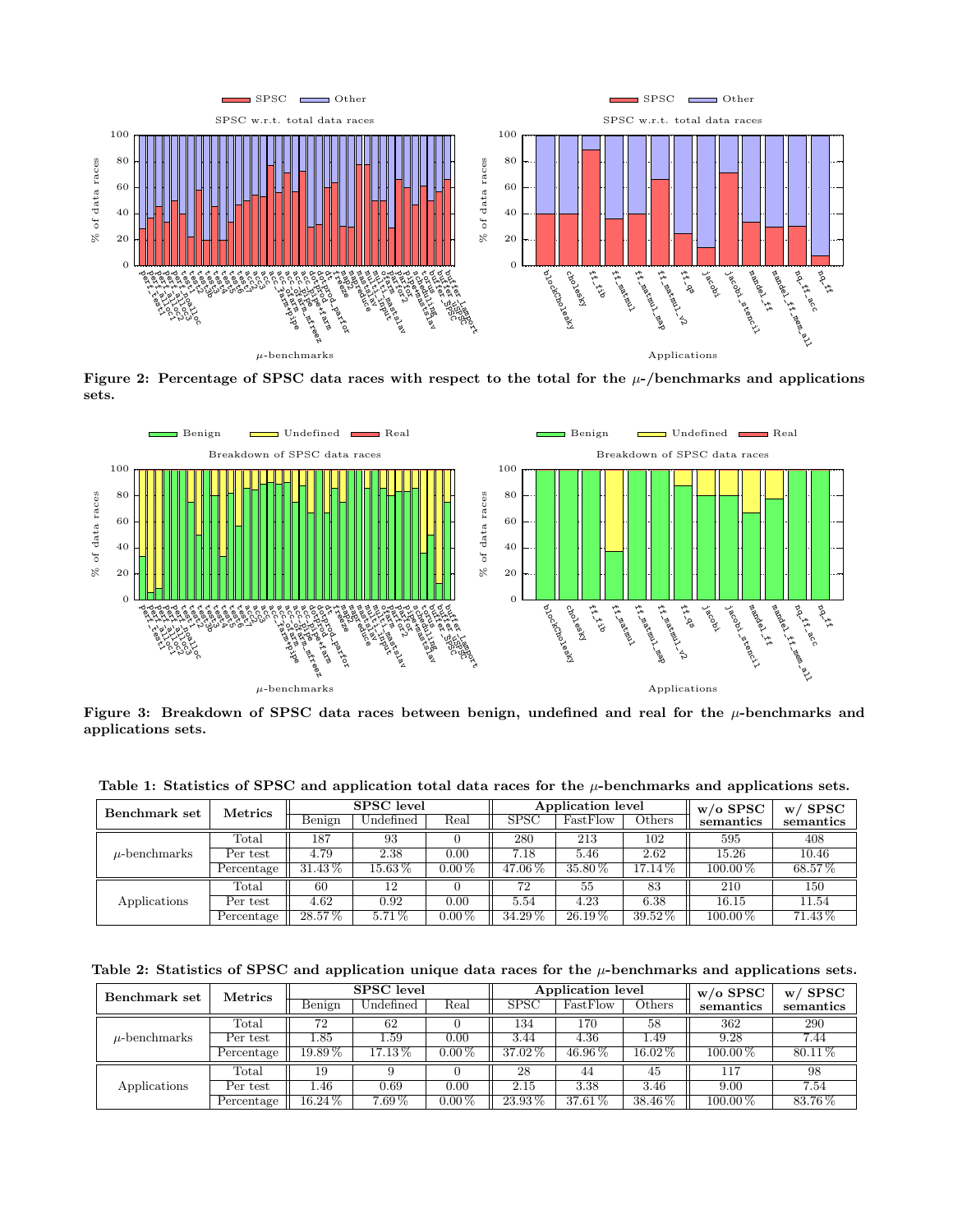Figure 2: Percentage of SPSC data races with respect to the total for the $\mu$-/benchmarks and applications sets.

Figure 3: Breakdown of SPSC data races between benign, undefined and real for the $\mu$-benchmarks and applications sets.

**Table 1: Statistics of SPSC and application total data races for the $\mu$-benchmarks and applications sets.**

| Benchmark set | Metrics | SPSC level | | | Application level | | | w/o SPSC semantics | w/ SPSC semantics |
|---|---|---|---|---|---|---|---|---|---|
| | | Benign | Undefined | Real | SPSC | FastFlow | Others | | |
| $\mu$-benchmarks | Total | 187 | 93 | 0 | 280 | 213 | 102 | 595 | 408 |
| | Per test | 4.79 | 2.38 | 0.00 | 7.18 | 5.46 | 2.62 | 15.26 | 10.46 |
| | Percentage | 31.43 % | 15.63 % | 0.00 % | 47.06 % | 35.80 % | 17.14 % | 100.00 % | 68.57 % |
| Applications | Total | 60 | 12 | 0 | 72 | 55 | 83 | 210 | 150 |
| | Per test | 4.62 | 0.92 | 0.00 | 5.54 | 4.23 | 6.38 | 16.15 | 11.54 |
| | Percentage | 28.57 % | 5.71 % | 0.00 % | 34.29 % | 26.19 % | 39.52 % | 100.00 % | 71.43 % |

**Table 2: Statistics of SPSC and application unique data races for the $\mu$-benchmarks and applications sets.**

| Benchmark set | Metrics | SPSC level | | | Application level | | | w/o SPSC semantics | w/ SPSC semantics |
|---|---|---|---|---|---|---|---|---|---|
| | | Benign | Undefined | Real | SPSC | FastFlow | Others | | |
| $\mu$-benchmarks | Total | 72 | 62 | 0 | 134 | 170 | 58 | 362 | 290 |
| | Per test | 1.85 | 1.59 | 0.00 | 3.44 | 4.36 | 1.49 | 9.28 | 7.44 |
| | Percentage | 19.89 % | 17.13 % | 0.00 % | 37.02 % | 46.96 % | 16.02 % | 100.00 % | 80.11 % |
| Applications | Total | 19 | 9 | 0 | 28 | 44 | 45 | 117 | 98 |
| | Per test | 1.46 | 0.69 | 0.00 | 2.15 | 3.38 | 3.46 | 9.00 | 7.54 |
| | Percentage | 16.24 % | 7.69 % | 0.00 % | 23.93 % | 37.61 % | 38.46 % | 100.00 % | 83.76 % |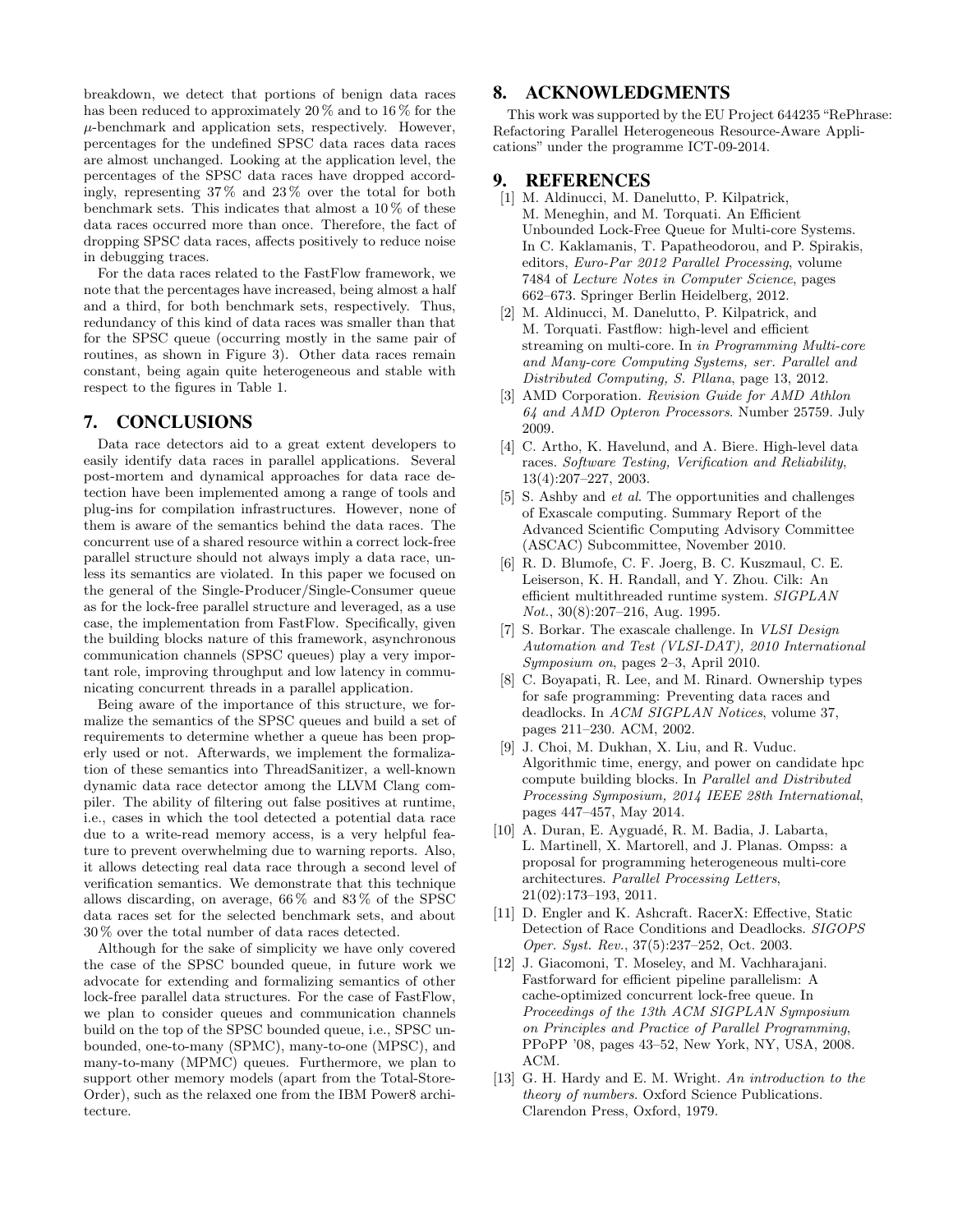breakdown, we detect that portions of benign data races has been reduced to approximately 20 % and to 16 % for the $\mu$-benchmark and application sets, respectively. However, percentages for the undefined SPSC data races data races are almost unchanged. Looking at the application level, the percentages of the SPSC data races have dropped accordingly, representing 37 % and 23 % over the total for both benchmark sets. This indicates that almost a 10 % of these data races occurred more than once. Therefore, the fact of dropping SPSC data races, affects positively to reduce noise in debugging traces.

For the data races related to the FastFlow framework, we note that the percentages have increased, being almost a half and a third, for both benchmark sets, respectively. Thus, redundancy of this kind of data races was smaller than that for the SPSC queue (occurring mostly in the same pair of routines, as shown in Figure 3). Other data races remain constant, being again quite heterogeneous and stable with respect to the figures in Table 1.

## 7. CONCLUSIONS

Data race detectors aid to a great extent developers to easily identify data races in parallel applications. Several post-mortem and dynamical approaches for data race detection have been implemented among a range of tools and plug-ins for compilation infrastructures. However, none of them is aware of the semantics behind the data races. The concurrent use of a shared resource within a correct lock-free parallel structure should not always imply a data race, unless its semantics are violated. In this paper we focused on the general of the Single-Producer/Single-Consumer queue as for the lock-free parallel structure and leveraged, as a use case, the implementation from FastFlow. Specifically, given the building blocks nature of this framework, asynchronous communication channels (SPSC queues) play a very important role, improving throughput and low latency in communicating concurrent threads in a parallel application.

Being aware of the importance of this structure, we formalize the semantics of the SPSC queues and build a set of requirements to determine whether a queue has been properly used or not. Afterwards, we implement the formalization of these semantics into ThreadSanitizer, a well-known dynamic data race detector among the LLVM Clang compiler. The ability of filtering out false positives at runtime, i.e., cases in which the tool detected a potential data race due to a write-read memory access, is a very helpful feature to prevent overwhelming due to warning reports. Also, it allows detecting real data race through a second level of verification semantics. We demonstrate that this technique allows discarding, on average, 66 % and 83 % of the SPSC data races set for the selected benchmark sets, and about 30 % over the total number of data races detected.

Although for the sake of simplicity we have only covered the case of the SPSC bounded queue, in future work we advocate for extending and formalizing semantics of other lock-free parallel data structures. For the case of FastFlow, we plan to consider queues and communication channels build on the top of the SPSC bounded queue, i.e., SPSC unbounded, one-to-many (SPMC), many-to-one (MPSC), and many-to-many (MPMC) queues. Furthermore, we plan to support other memory models (apart from the Total-Store-Order), such as the relaxed one from the IBM Power8 architecture.

## 8. ACKNOWLEDGMENTS

This work was supported by the EU Project 644235 "RePhrase: Refactoring Parallel Heterogeneous Resource-Aware Applications" under the programme ICT-09-2014.

## 9. REFERENCES

[1] M. Aldinucci, M. Danelutto, P. Kilpatrick, M. Meneghin, and M. Torquati. An Efficient Unbounded Lock-Free Queue for Multi-core Systems. In C. Kaklamanis, T. Papatheodorou, and P. Spirakis, editors, *Euro-Par 2012 Parallel Processing*, volume 7484 of *Lecture Notes in Computer Science*, pages 662–673. Springer Berlin Heidelberg, 2012.

[2] M. Aldinucci, M. Danelutto, P. Kilpatrick, and M. Torquati. Fastflow: high-level and efficient streaming on multi-core. In *in Programming Multi-core and Many-core Computing Systems, ser. Parallel and Distributed Computing, S. Pllana*, page 13, 2012.

[3] AMD Corporation. *Revision Guide for AMD Athlon 64 and AMD Opteron Processors*. Number 25759. July 2009.

[4] C. Artho, K. Havelund, and A. Biere. High-level data races. *Software Testing, Verification and Reliability*, 13(4):207–227, 2003.

[5] S. Ashby and *et al*. The opportunities and challenges of Exascale computing. Summary Report of the Advanced Scientific Computing Advisory Committee (ASCAC) Subcommittee, November 2010.

[6] R. D. Blumofe, C. F. Joerg, B. C. Kuszmaul, C. E. Leiserson, K. H. Randall, and Y. Zhou. Cilk: An efficient multithreaded runtime system. *SIGPLAN Not.*, 30(8):207–216, Aug. 1995.

[7] S. Borkar. The exascale challenge. In *VLSI Design Automation and Test (VLSI-DAT), 2010 International Symposium on*, pages 2–3, April 2010.

[8] C. Boyapati, R. Lee, and M. Rinard. Ownership types for safe programming: Preventing data races and deadlocks. In *ACM SIGPLAN Notices*, volume 37, pages 211–230. ACM, 2002.

[9] J. Choi, M. Dukhan, X. Liu, and R. Vuduc. Algorithmic time, energy, and power on candidate hpc compute building blocks. In *Parallel and Distributed Processing Symposium, 2014 IEEE 28th International*, pages 447–457, May 2014.

[10] A. Duran, E. Ayguadé, R. M. Badia, J. Labarta, L. Martinell, X. Martorell, and J. Planas. Ompss: a proposal for programming heterogeneous multi-core architectures. *Parallel Processing Letters*, 21(02):173–193, 2011.

[11] D. Engler and K. Ashcraft. RacerX: Effective, Static Detection of Race Conditions and Deadlocks. *SIGOPS Oper. Syst. Rev.*, 37(5):237–252, Oct. 2003.

[12] J. Giacomoni, T. Moseley, and M. Vachharajani. Fastforward for efficient pipeline parallelism: A cache-optimized concurrent lock-free queue. In *Proceedings of the 13th ACM SIGPLAN Symposium on Principles and Practice of Parallel Programming*, PPoPP '08, pages 43–52, New York, NY, USA, 2008. ACM.

[13] G. H. Hardy and E. M. Wright. *An introduction to the theory of numbers*. Oxford Science Publications. Clarendon Press, Oxford, 1979.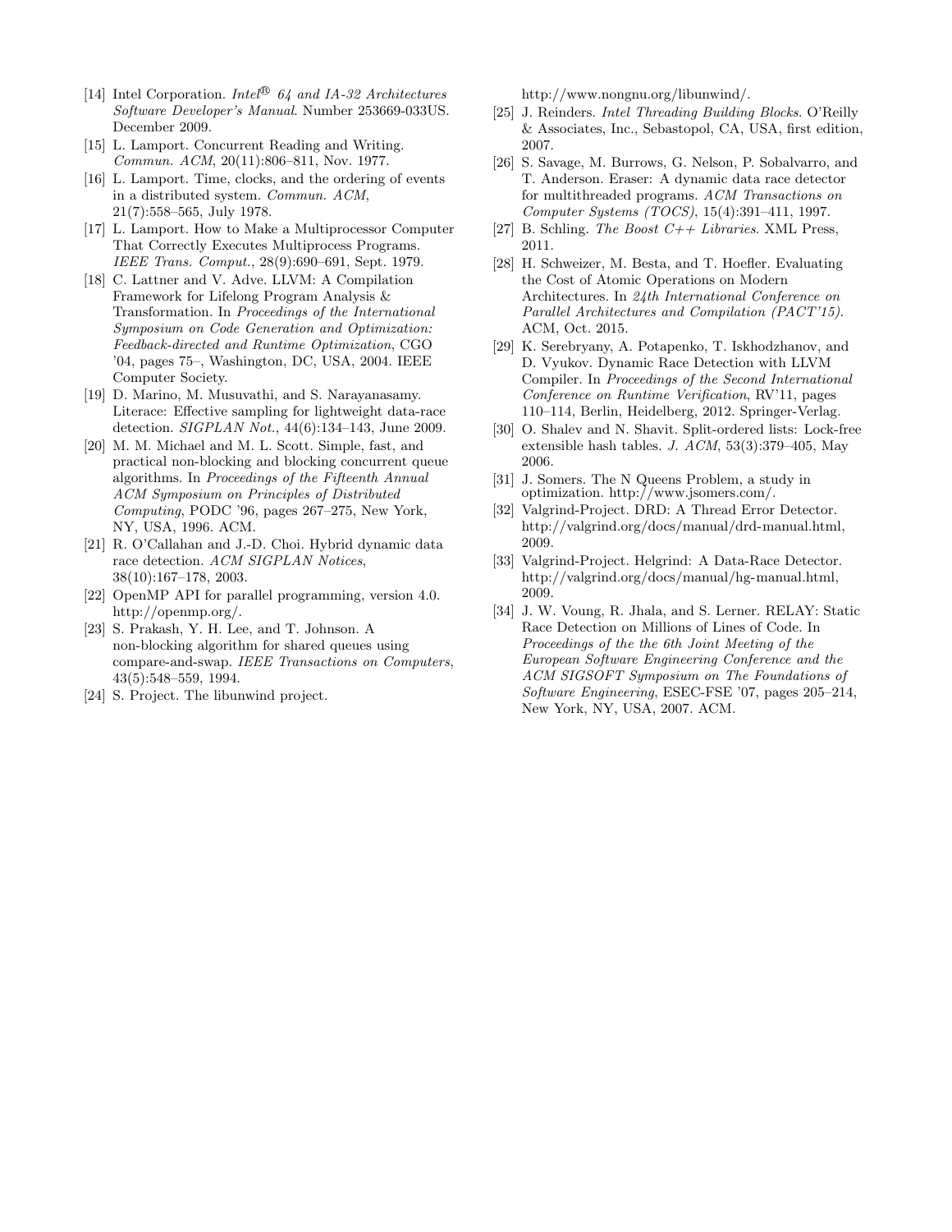[14] Intel Corporation. *Intel® 64 and IA-32 Architectures Software Developer's Manual*. Number 253669-033US. December 2009.

[15] L. Lamport. Concurrent Reading and Writing. *Commun. ACM*, 20(11):806–811, Nov. 1977.

[16] L. Lamport. Time, clocks, and the ordering of events in a distributed system. *Commun. ACM*, 21(7):558–565, July 1978.

[17] L. Lamport. How to Make a Multiprocessor Computer That Correctly Executes Multiprocess Programs. *IEEE Trans. Comput.*, 28(9):690–691, Sept. 1979.

[18] C. Lattner and V. Adve. LLVM: A Compilation Framework for Lifelong Program Analysis & Transformation. In *Proceedings of the International Symposium on Code Generation and Optimization: Feedback-directed and Runtime Optimization*, CGO '04, pages 75–, Washington, DC, USA, 2004. IEEE Computer Society.

[19] D. Marino, M. Musuvathi, and S. Narayanasamy. Literace: Effective sampling for lightweight data-race detection. *SIGPLAN Not.*, 44(6):134–143, June 2009.

[20] M. M. Michael and M. L. Scott. Simple, fast, and practical non-blocking and blocking concurrent queue algorithms. In *Proceedings of the Fifteenth Annual ACM Symposium on Principles of Distributed Computing*, PODC '96, pages 267–275, New York, NY, USA, 1996. ACM.

[21] R. O'Callahan and J.-D. Choi. Hybrid dynamic data race detection. *ACM SIGPLAN Notices*, 38(10):167–178, 2003.

[22] OpenMP API for parallel programming, version 4.0. http://openmp.org/.

[23] S. Prakash, Y. H. Lee, and T. Johnson. A non-blocking algorithm for shared queues using compare-and-swap. *IEEE Transactions on Computers*, 43(5):548–559, 1994.

[24] S. Project. The libunwind project. http://www.nongnu.org/libunwind/.

[25] J. Reinders. *Intel Threading Building Blocks*. O'Reilly & Associates, Inc., Sebastopol, CA, USA, first edition, 2007.

[26] S. Savage, M. Burrows, G. Nelson, P. Sobalvarro, and T. Anderson. Eraser: A dynamic data race detector for multithreaded programs. *ACM Transactions on Computer Systems (TOCS)*, 15(4):391–411, 1997.

[27] B. Schling. *The Boost C++ Libraries*. XML Press, 2011.

[28] H. Schweizer, M. Besta, and T. Hoefler. Evaluating the Cost of Atomic Operations on Modern Architectures. In *24th International Conference on Parallel Architectures and Compilation (PACT'15)*. ACM, Oct. 2015.

[29] K. Serebryany, A. Potapenko, T. Iskhodzhanov, and D. Vyukov. Dynamic Race Detection with LLVM Compiler. In *Proceedings of the Second International Conference on Runtime Verification*, RV'11, pages 110–114, Berlin, Heidelberg, 2012. Springer-Verlag.

[30] O. Shalev and N. Shavit. Split-ordered lists: Lock-free extensible hash tables. *J. ACM*, 53(3):379–405, May 2006.

[31] J. Somers. The N Queens Problem, a study in optimization. http://www.jsomers.com/.

[32] Valgrind-Project. DRD: A Thread Error Detector. http://valgrind.org/docs/manual/drd-manual.html, 2009.

[33] Valgrind-Project. Helgrind: A Data-Race Detector. http://valgrind.org/docs/manual/hg-manual.html, 2009.

[34] J. W. Voung, R. Jhala, and S. Lerner. RELAY: Static Race Detection on Millions of Lines of Code. In *Proceedings of the the 6th Joint Meeting of the European Software Engineering Conference and the ACM SIGSOFT Symposium on The Foundations of Software Engineering*, ESEC-FSE '07, pages 205–214, New York, NY, USA, 2007. ACM.